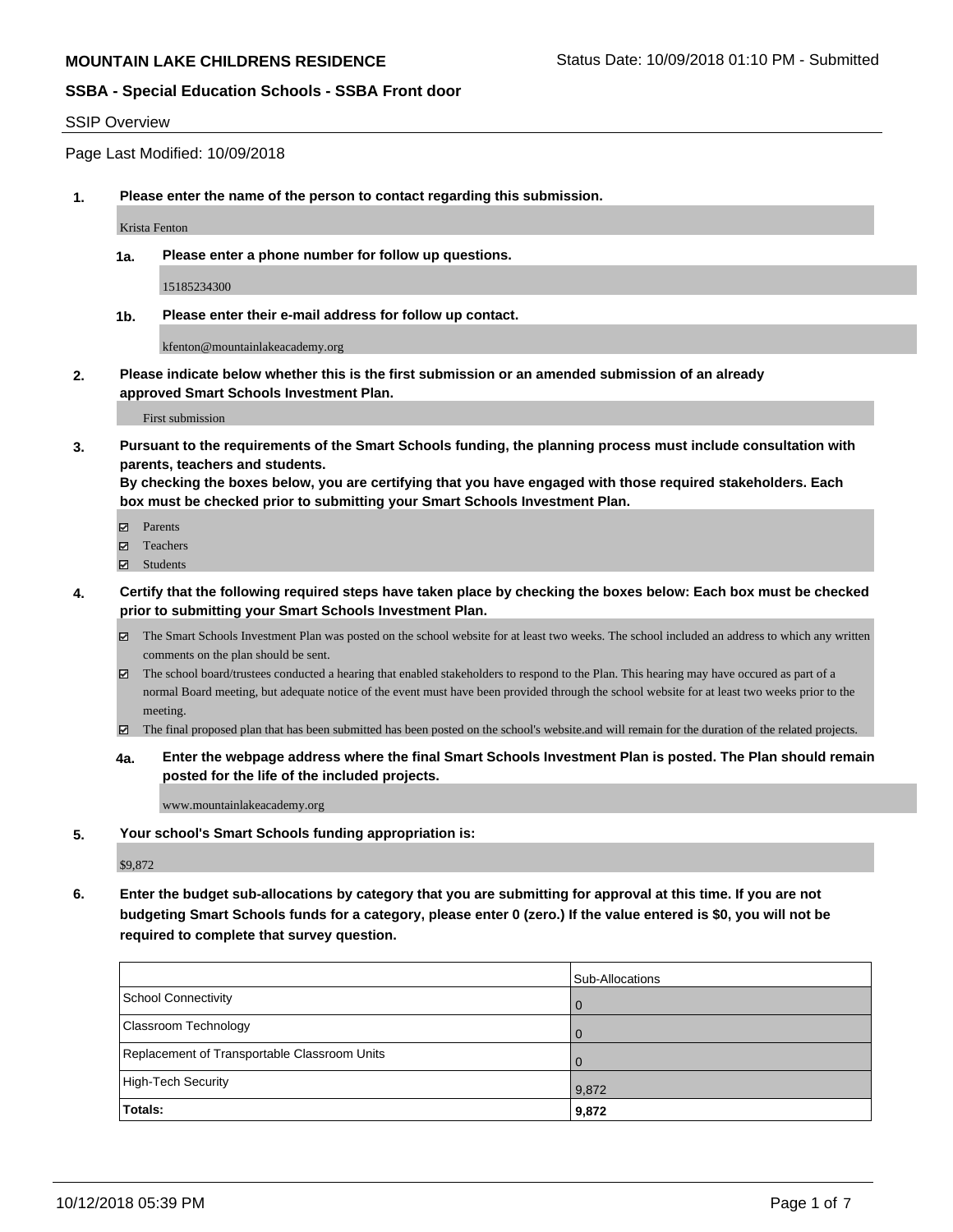**MOUNTAIN LAKE CHILDRENS RESIDENCE**

Status Date: 10/09/2018 01:10 PM - Submitted

**SSBA - Special Education Schools - SSBA Front door**

SSIP Overview

Page Last Modified: 10/09/2018

**1. Please enter the name of the person to contact regarding this submission.**

Krista Fenton

**1a. Please enter a phone number for follow up questions.**

15185234300

**1b. Please enter their e-mail address for follow up contact.**

kfenton@mountainlakeacademy.org

**2. Please indicate below whether this is the first submission or an amended submission of an already approved Smart Schools Investment Plan.**

First submission

**3. Pursuant to the requirements of the Smart Schools funding, the planning process must include consultation with parents, teachers and students.**
**By checking the boxes below, you are certifying that you have engaged with those required stakeholders. Each box must be checked prior to submitting your Smart Schools Investment Plan.**

- ☑ Parents
- ☑ Teachers
- ☑ Students

**4. Certify that the following required steps have taken place by checking the boxes below: Each box must be checked prior to submitting your Smart Schools Investment Plan.**

- ☑ The Smart Schools Investment Plan was posted on the school website for at least two weeks. The school included an address to which any written comments on the plan should be sent.
- ☑ The school board/trustees conducted a hearing that enabled stakeholders to respond to the Plan. This hearing may have occured as part of a normal Board meeting, but adequate notice of the event must have been provided through the school website for at least two weeks prior to the meeting.
- ☑ The final proposed plan that has been submitted has been posted on the school's website.and will remain for the duration of the related projects.

**4a. Enter the webpage address where the final Smart Schools Investment Plan is posted. The Plan should remain posted for the life of the included projects.**

www.mountainlakeacademy.org

**5. Your school's Smart Schools funding appropriation is:**

$9,872

**6. Enter the budget sub-allocations by category that you are submitting for approval at this time. If you are not budgeting Smart Schools funds for a category, please enter 0 (zero.) If the value entered is $0, you will not be required to complete that survey question.**

| | Sub-Allocations |
|---|---|
| School Connectivity | 0 |
| Classroom Technology | 0 |
| Replacement of Transportable Classroom Units | 0 |
| High-Tech Security | 9,872 |
| **Totals:** | **9,872** |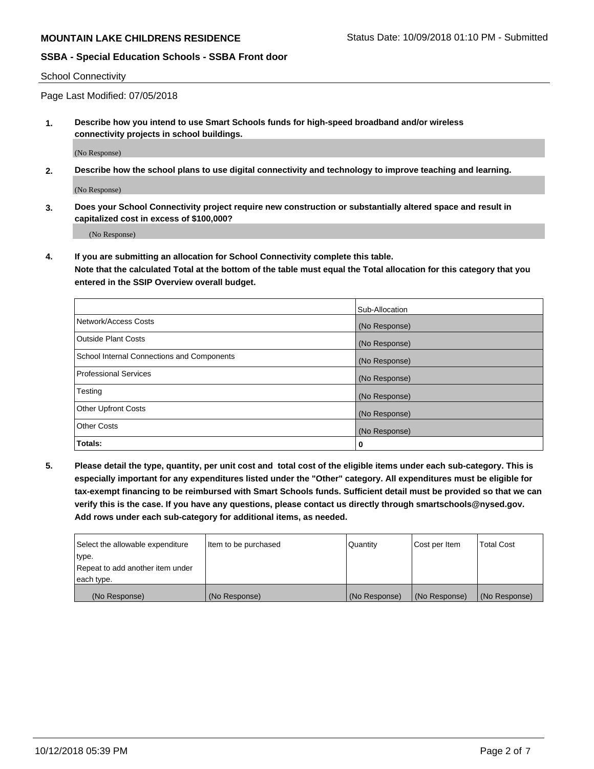School Connectivity

Page Last Modified: 07/05/2018

**1. Describe how you intend to use Smart Schools funds for high-speed broadband and/or wireless connectivity projects in school buildings.**

(No Response)

**2. Describe how the school plans to use digital connectivity and technology to improve teaching and learning.**

(No Response)

**3. Does your School Connectivity project require new construction or substantially altered space and result in capitalized cost in excess of $100,000?**

(No Response)

**4. If you are submitting an allocation for School Connectivity complete this table. Note that the calculated Total at the bottom of the table must equal the Total allocation for this category that you entered in the SSIP Overview overall budget.**

| | Sub-Allocation |
|---|---|
| Network/Access Costs | (No Response) |
| Outside Plant Costs | (No Response) |
| School Internal Connections and Components | (No Response) |
| Professional Services | (No Response) |
| Testing | (No Response) |
| Other Upfront Costs | (No Response) |
| Other Costs | (No Response) |
| **Totals:** | **0** |

**5. Please detail the type, quantity, per unit cost and total cost of the eligible items under each sub-category. This is especially important for any expenditures listed under the "Other" category. All expenditures must be eligible for tax-exempt financing to be reimbursed with Smart Schools funds. Sufficient detail must be provided so that we can verify this is the case. If you have any questions, please contact us directly through smartschools@nysed.gov. Add rows under each sub-category for additional items, as needed.**

| Select the allowable expenditure type. Repeat to add another item under each type. | Item to be purchased | Quantity | Cost per Item | Total Cost |
|---|---|---|---|---|
| (No Response) | (No Response) | (No Response) | (No Response) | (No Response) |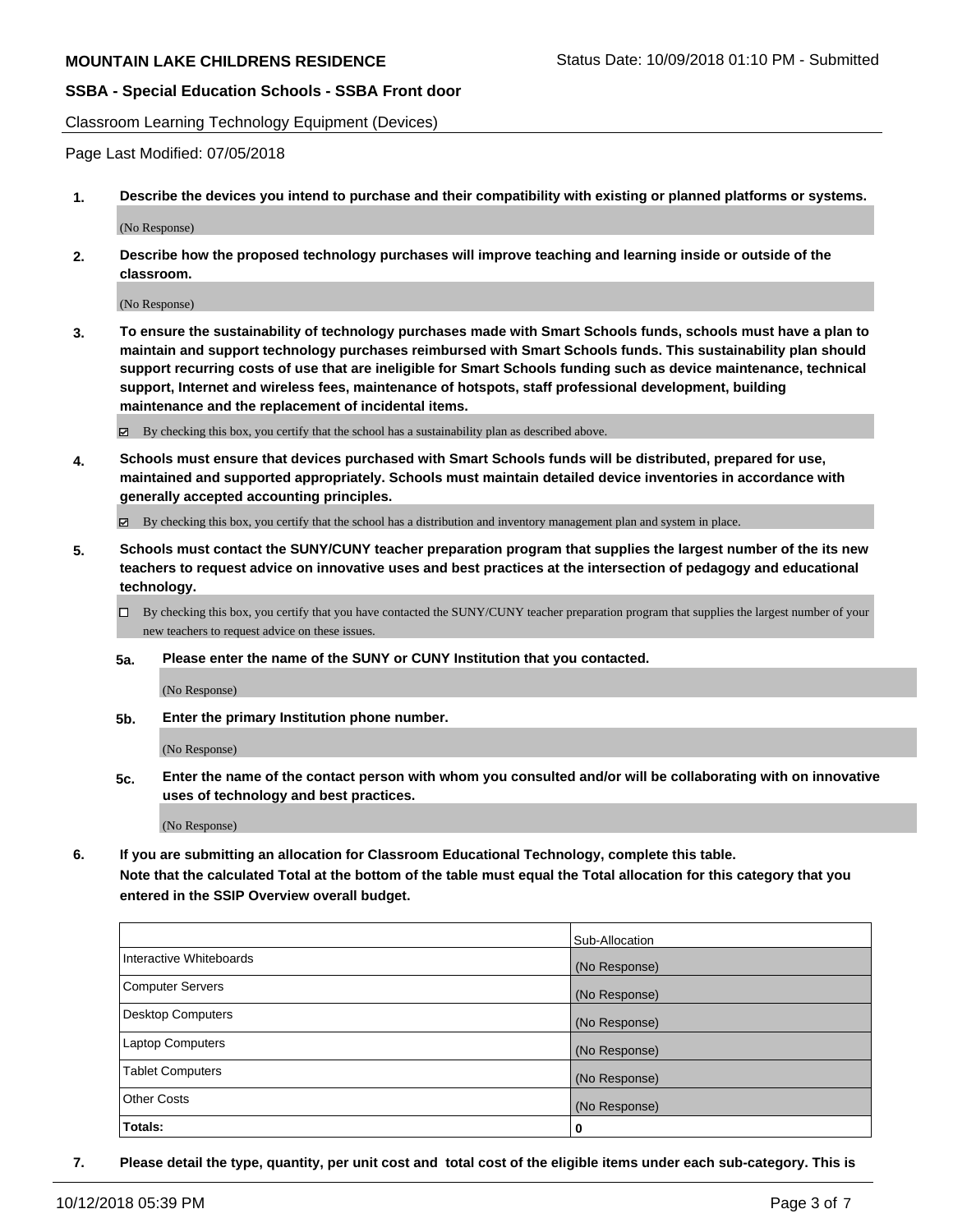**MOUNTAIN LAKE CHILDRENS RESIDENCE** Status Date: 10/09/2018 01:10 PM - Submitted

**SSBA - Special Education Schools - SSBA Front door**

Classroom Learning Technology Equipment (Devices)

Page Last Modified: 07/05/2018

**1. Describe the devices you intend to purchase and their compatibility with existing or planned platforms or systems.**

(No Response)

**2. Describe how the proposed technology purchases will improve teaching and learning inside or outside of the classroom.**

(No Response)

**3. To ensure the sustainability of technology purchases made with Smart Schools funds, schools must have a plan to maintain and support technology purchases reimbursed with Smart Schools funds. This sustainability plan should support recurring costs of use that are ineligible for Smart Schools funding such as device maintenance, technical support, Internet and wireless fees, maintenance of hotspots, staff professional development, building maintenance and the replacement of incidental items.**

☑ By checking this box, you certify that the school has a sustainability plan as described above.

**4. Schools must ensure that devices purchased with Smart Schools funds will be distributed, prepared for use, maintained and supported appropriately. Schools must maintain detailed device inventories in accordance with generally accepted accounting principles.**

☑ By checking this box, you certify that the school has a distribution and inventory management plan and system in place.

**5. Schools must contact the SUNY/CUNY teacher preparation program that supplies the largest number of the its new teachers to request advice on innovative uses and best practices at the intersection of pedagogy and educational technology.**

☐ By checking this box, you certify that you have contacted the SUNY/CUNY teacher preparation program that supplies the largest number of your new teachers to request advice on these issues.

**5a. Please enter the name of the SUNY or CUNY Institution that you contacted.**

(No Response)

**5b. Enter the primary Institution phone number.**

(No Response)

**5c. Enter the name of the contact person with whom you consulted and/or will be collaborating with on innovative uses of technology and best practices.**

(No Response)

**6. If you are submitting an allocation for Classroom Educational Technology, complete this table. Note that the calculated Total at the bottom of the table must equal the Total allocation for this category that you entered in the SSIP Overview overall budget.**

| | Sub-Allocation |
|---|---|
| Interactive Whiteboards | (No Response) |
| Computer Servers | (No Response) |
| Desktop Computers | (No Response) |
| Laptop Computers | (No Response) |
| Tablet Computers | (No Response) |
| Other Costs | (No Response) |
| **Totals:** | **0** |

**7. Please detail the type, quantity, per unit cost and total cost of the eligible items under each sub-category. This is**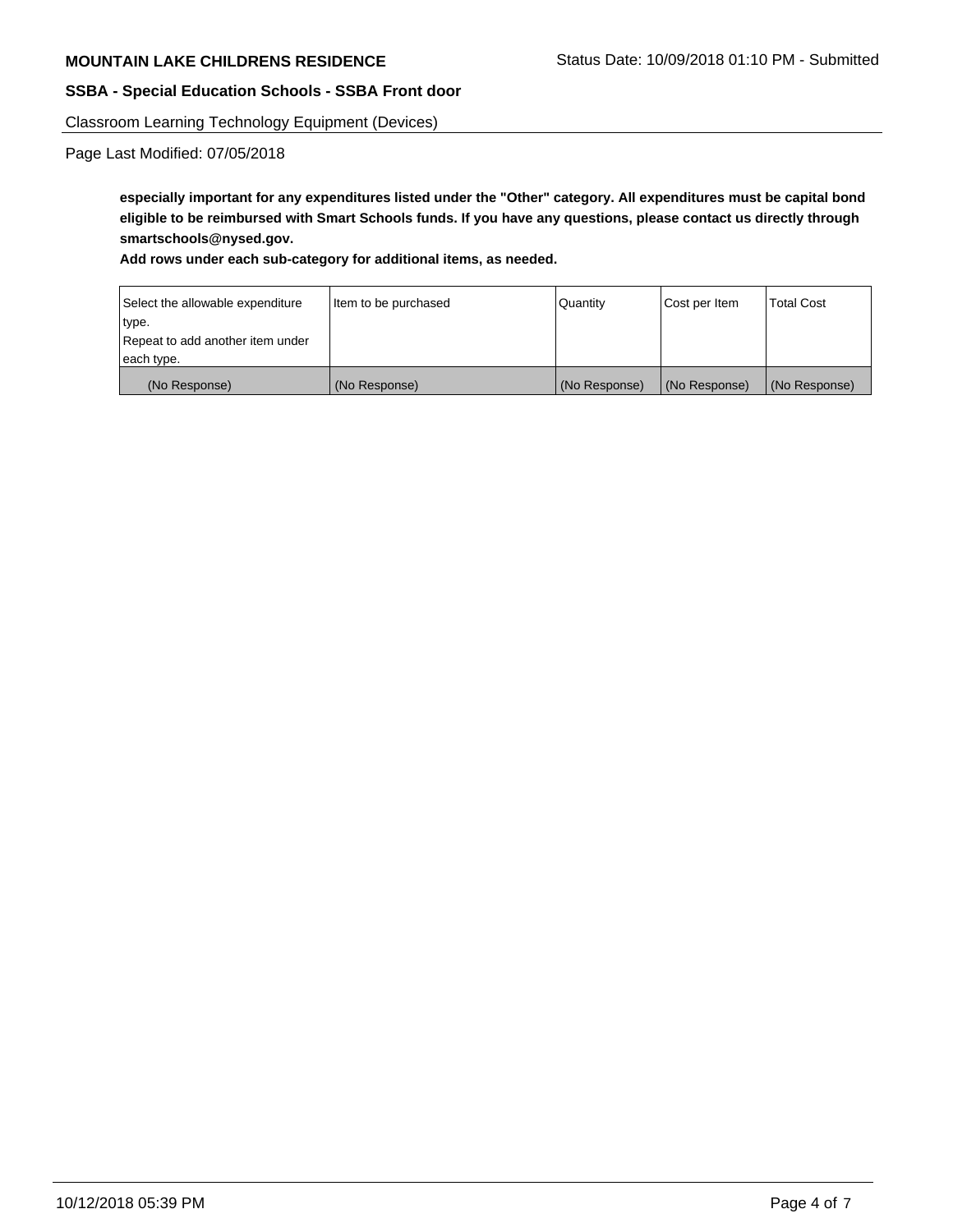**especially important for any expenditures listed under the "Other" category. All expenditures must be capital bond eligible to be reimbursed with Smart Schools funds. If you have any questions, please contact us directly through smartschools@nysed.gov.**

**Add rows under each sub-category for additional items, as needed.**

| Select the allowable expenditure type. Repeat to add another item under each type. | Item to be purchased | Quantity | Cost per Item | Total Cost |
|---|---|---|---|---|
| (No Response) | (No Response) | (No Response) | (No Response) | (No Response) |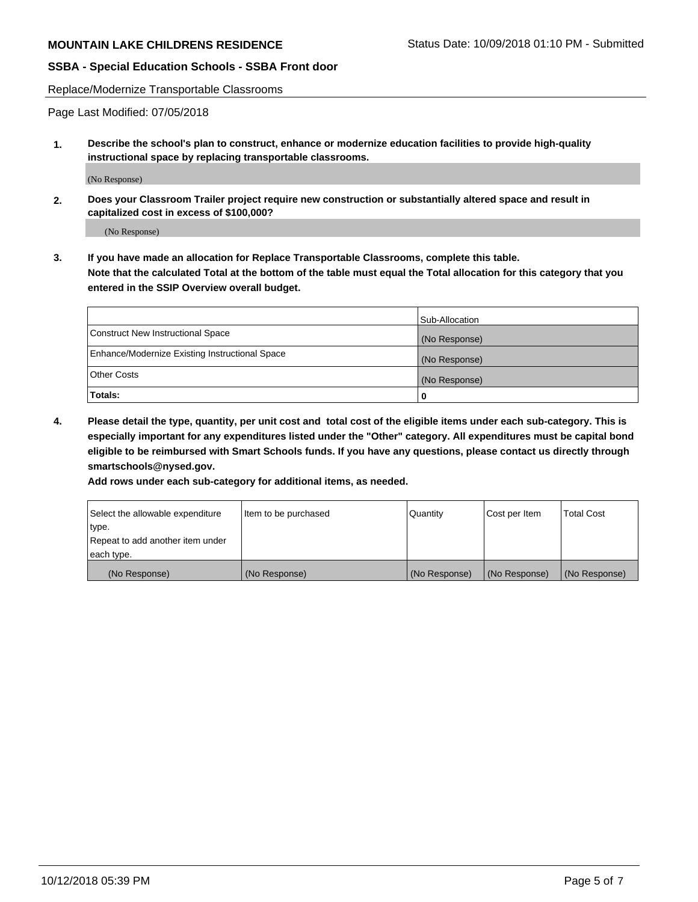**MOUNTAIN LAKE CHILDRENS RESIDENCE** Status Date: 10/09/2018 01:10 PM - Submitted

**SSBA - Special Education Schools - SSBA Front door**

Replace/Modernize Transportable Classrooms

Page Last Modified: 07/05/2018

1. **Describe the school's plan to construct, enhance or modernize education facilities to provide high-quality instructional space by replacing transportable classrooms.**

   (No Response)

2. **Does your Classroom Trailer project require new construction or substantially altered space and result in capitalized cost in excess of $100,000?**

   (No Response)

3. **If you have made an allocation for Replace Transportable Classrooms, complete this table. Note that the calculated Total at the bottom of the table must equal the Total allocation for this category that you entered in the SSIP Overview overall budget.**

| | Sub-Allocation |
|---|---|
| Construct New Instructional Space | (No Response) |
| Enhance/Modernize Existing Instructional Space | (No Response) |
| Other Costs | (No Response) |
| **Totals:** | 0 |

4. **Please detail the type, quantity, per unit cost and total cost of the eligible items under each sub-category. This is especially important for any expenditures listed under the "Other" category. All expenditures must be capital bond eligible to be reimbursed with Smart Schools funds. If you have any questions, please contact us directly through smartschools@nysed.gov.**

   **Add rows under each sub-category for additional items, as needed.**

| Select the allowable expenditure type. Repeat to add another item under each type. | Item to be purchased | Quantity | Cost per Item | Total Cost |
|---|---|---|---|---|
| (No Response) | (No Response) | (No Response) | (No Response) | (No Response) |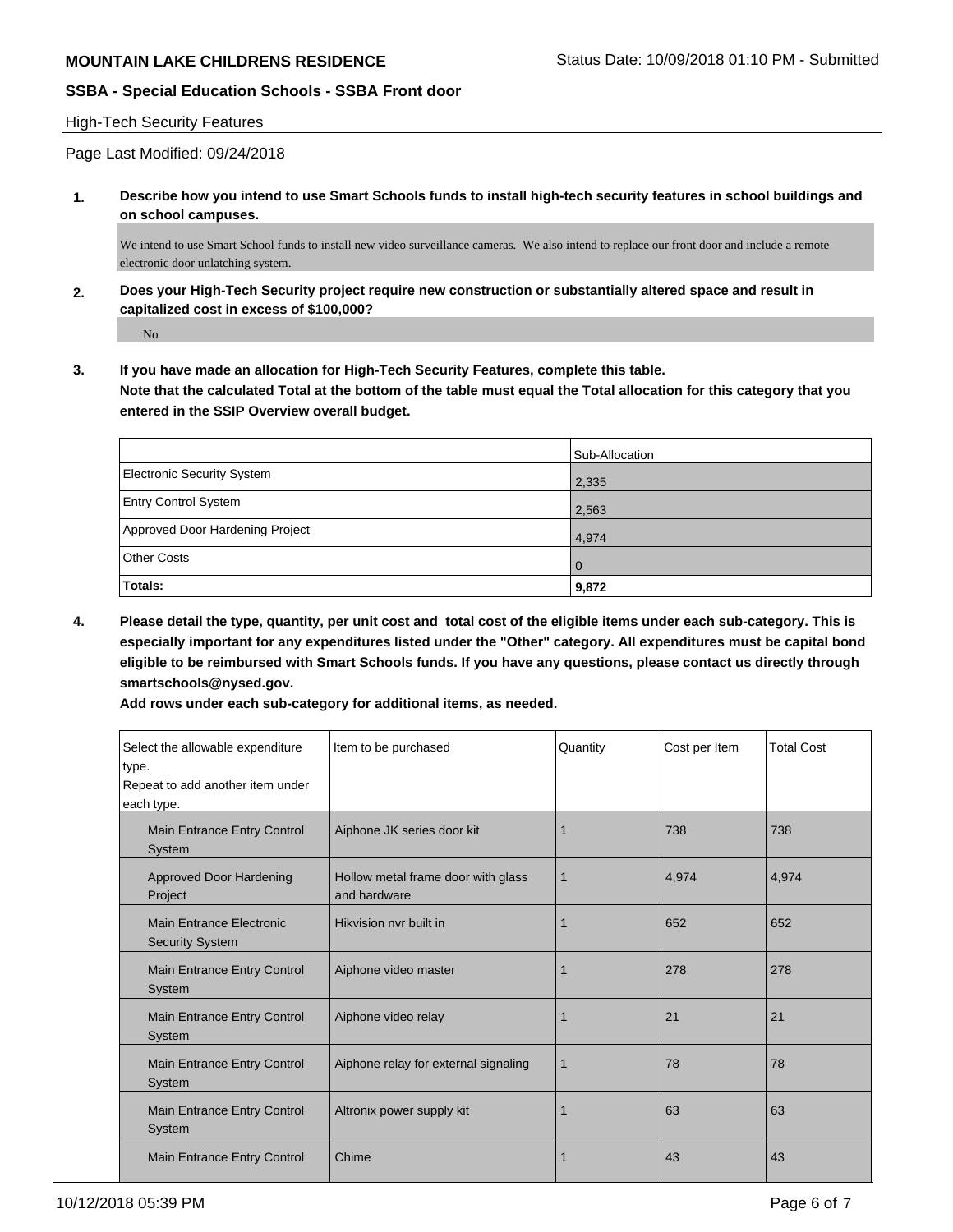**MOUNTAIN LAKE CHILDRENS RESIDENCE** Status Date: 10/09/2018 01:10 PM - Submitted

**SSBA - Special Education Schools - SSBA Front door**

High-Tech Security Features

Page Last Modified: 09/24/2018

**1. Describe how you intend to use Smart Schools funds to install high-tech security features in school buildings and on school campuses.**

We intend to use Smart School funds to install new video surveillance cameras. We also intend to replace our front door and include a remote electronic door unlatching system.

**2. Does your High-Tech Security project require new construction or substantially altered space and result in capitalized cost in excess of $100,000?**

No

**3. If you have made an allocation for High-Tech Security Features, complete this table.**
**Note that the calculated Total at the bottom of the table must equal the Total allocation for this category that you entered in the SSIP Overview overall budget.**

| | Sub-Allocation |
|---|---|
| Electronic Security System | 2,335 |
| Entry Control System | 2,563 |
| Approved Door Hardening Project | 4,974 |
| Other Costs | 0 |
| **Totals:** | **9,872** |

**4. Please detail the type, quantity, per unit cost and total cost of the eligible items under each sub-category. This is especially important for any expenditures listed under the "Other" category. All expenditures must be capital bond eligible to be reimbursed with Smart Schools funds. If you have any questions, please contact us directly through smartschools@nysed.gov.**
**Add rows under each sub-category for additional items, as needed.**

| Select the allowable expenditure type. Repeat to add another item under each type. | Item to be purchased | Quantity | Cost per Item | Total Cost |
|---|---|---|---|---|
| Main Entrance Entry Control System | Aiphone JK series door kit | 1 | 738 | 738 |
| Approved Door Hardening Project | Hollow metal frame door with glass and hardware | 1 | 4,974 | 4,974 |
| Main Entrance Electronic Security System | Hikvision nvr built in | 1 | 652 | 652 |
| Main Entrance Entry Control System | Aiphone video master | 1 | 278 | 278 |
| Main Entrance Entry Control System | Aiphone video relay | 1 | 21 | 21 |
| Main Entrance Entry Control System | Aiphone relay for external signaling | 1 | 78 | 78 |
| Main Entrance Entry Control System | Altronix power supply kit | 1 | 63 | 63 |
| Main Entrance Entry Control | Chime | 1 | 43 | 43 |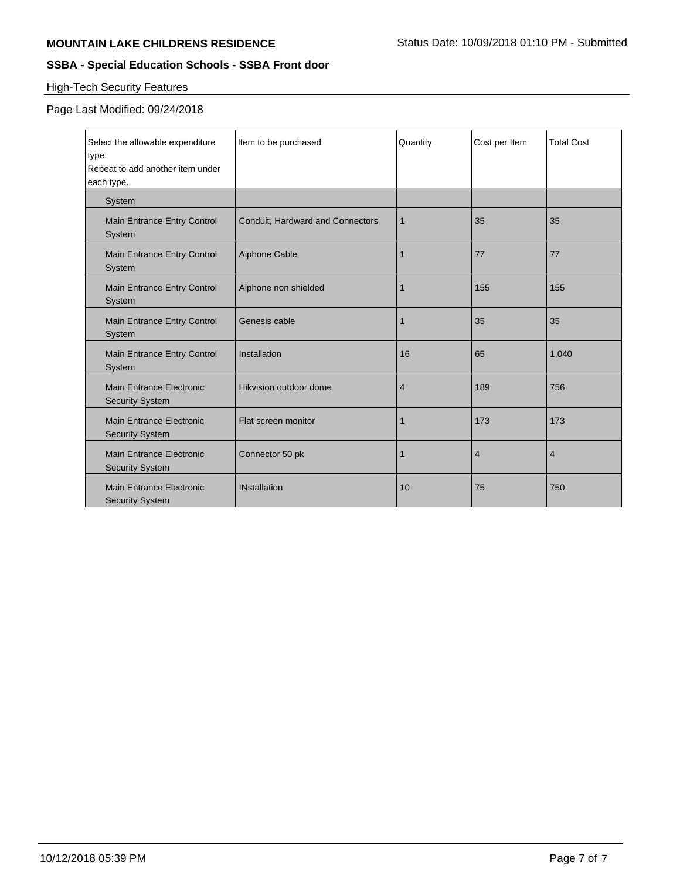**MOUNTAIN LAKE CHILDRENS RESIDENCE** Status Date: 10/09/2018 01:10 PM - Submitted

**SSBA - Special Education Schools - SSBA Front door**

High-Tech Security Features

Page Last Modified: 09/24/2018

| Select the allowable expenditure type.<br>Repeat to add another item under each type. | Item to be purchased | Quantity | Cost per Item | Total Cost |
|---|---|---|---|---|
| System | | | | |
| Main Entrance Entry Control System | Conduit, Hardward and Connectors | 1 | 35 | 35 |
| Main Entrance Entry Control System | Aiphone Cable | 1 | 77 | 77 |
| Main Entrance Entry Control System | Aiphone non shielded | 1 | 155 | 155 |
| Main Entrance Entry Control System | Genesis cable | 1 | 35 | 35 |
| Main Entrance Entry Control System | Installation | 16 | 65 | 1,040 |
| Main Entrance Electronic Security System | Hikvision outdoor dome | 4 | 189 | 756 |
| Main Entrance Electronic Security System | Flat screen monitor | 1 | 173 | 173 |
| Main Entrance Electronic Security System | Connector 50 pk | 1 | 4 | 4 |
| Main Entrance Electronic Security System | INstallation | 10 | 75 | 750 |